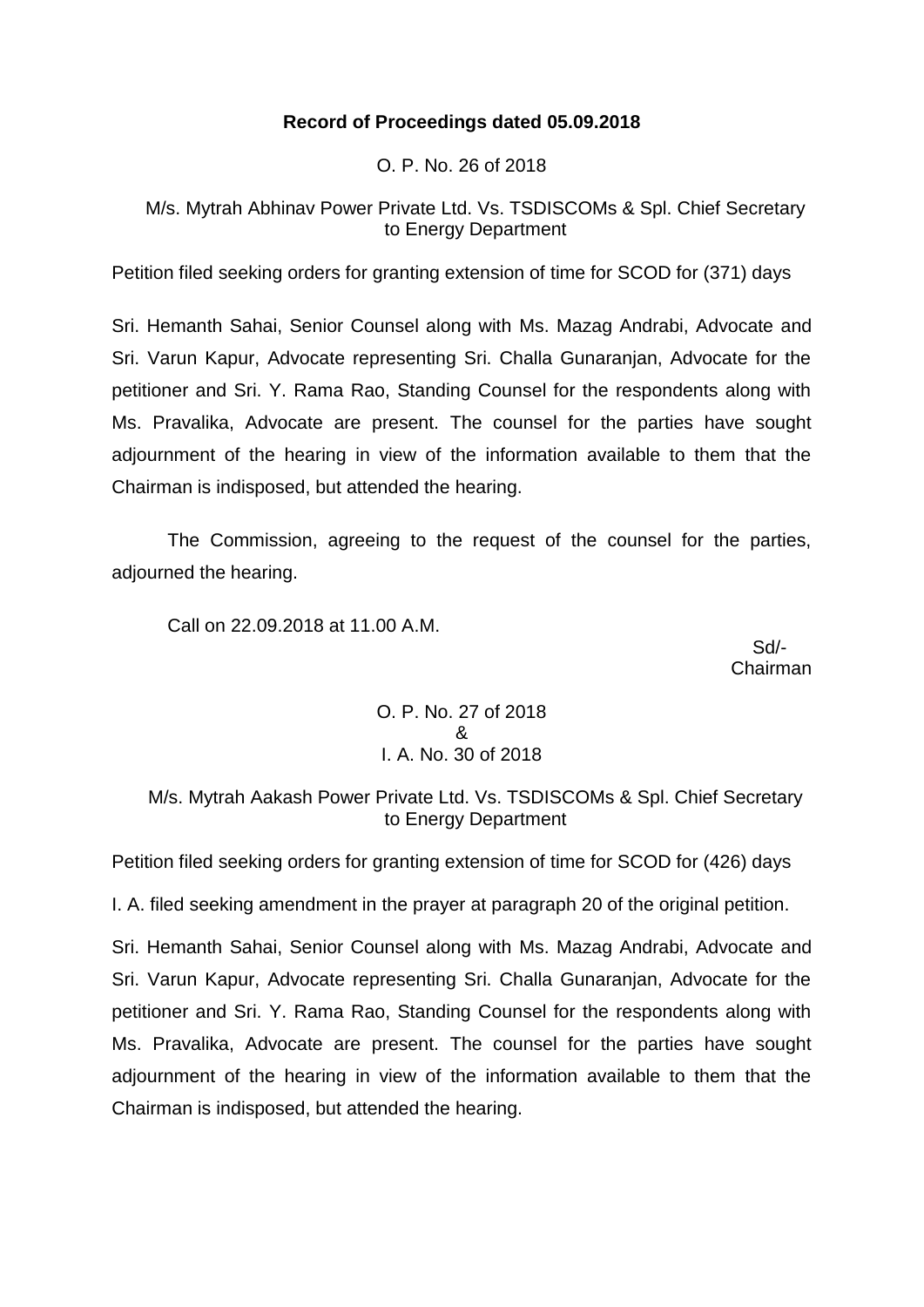**Record of Proceedings dated 05.09.2018**

O. P. No. 26 of 2018

M/s. Mytrah Abhinav Power Private Ltd. Vs. TSDISCOMs & Spl. Chief Secretary to Energy Department

Petition filed seeking orders for granting extension of time for SCOD for (371) days

Sri. Hemanth Sahai, Senior Counsel along with Ms. Mazag Andrabi, Advocate and Sri. Varun Kapur, Advocate representing Sri. Challa Gunaranjan, Advocate for the petitioner and Sri. Y. Rama Rao, Standing Counsel for the respondents along with Ms. Pravalika, Advocate are present. The counsel for the parties have sought adjournment of the hearing in view of the information available to them that the Chairman is indisposed, but attended the hearing.

The Commission, agreeing to the request of the counsel for the parties, adjourned the hearing.

Call on 22.09.2018 at 11.00 A.M.

Sd/-
Chairman

O. P. No. 27 of 2018
&
I. A. No. 30 of 2018

M/s. Mytrah Aakash Power Private Ltd. Vs. TSDISCOMs & Spl. Chief Secretary to Energy Department

Petition filed seeking orders for granting extension of time for SCOD for (426) days

I. A. filed seeking amendment in the prayer at paragraph 20 of the original petition.

Sri. Hemanth Sahai, Senior Counsel along with Ms. Mazag Andrabi, Advocate and Sri. Varun Kapur, Advocate representing Sri. Challa Gunaranjan, Advocate for the petitioner and Sri. Y. Rama Rao, Standing Counsel for the respondents along with Ms. Pravalika, Advocate are present. The counsel for the parties have sought adjournment of the hearing in view of the information available to them that the Chairman is indisposed, but attended the hearing.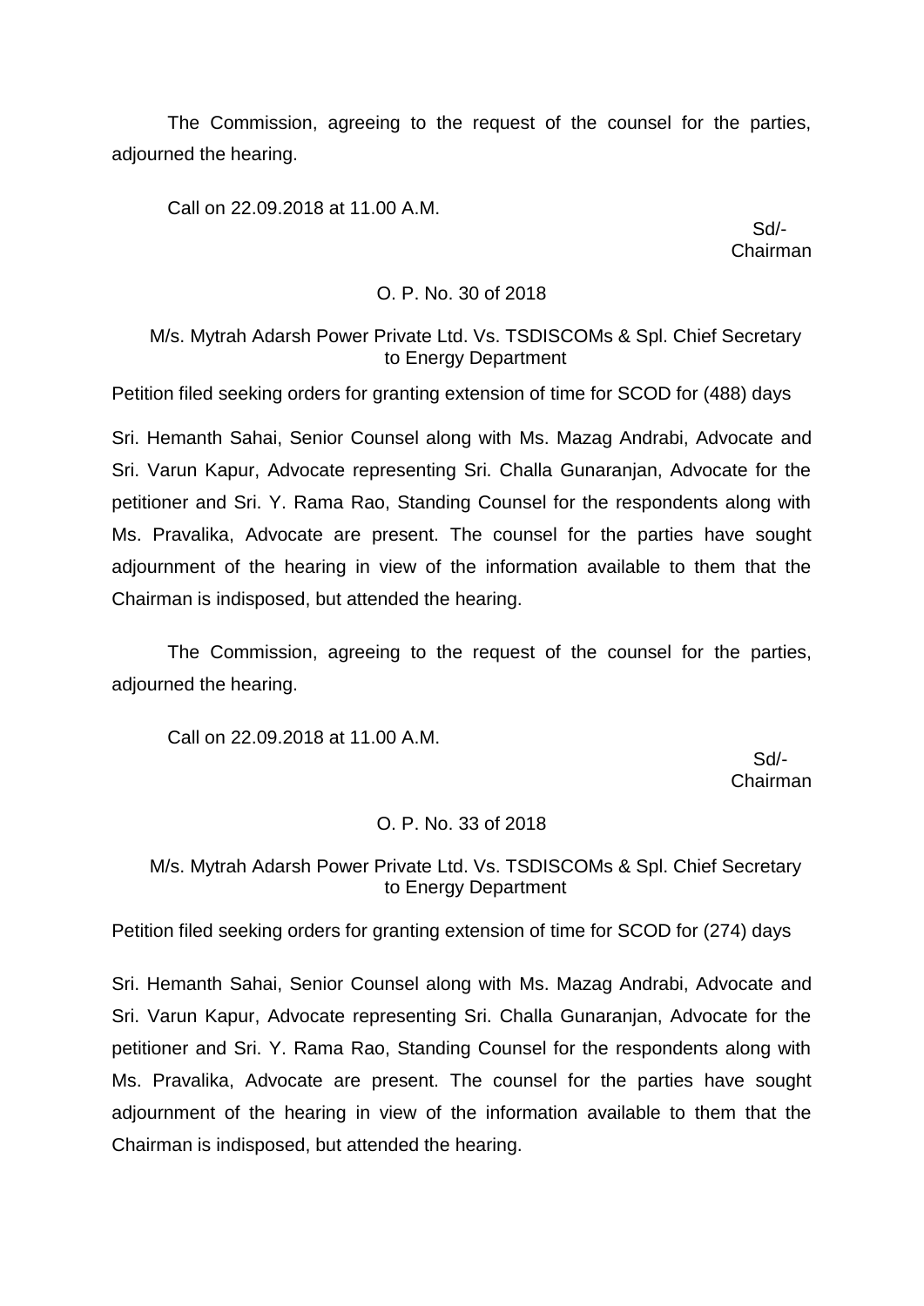The Commission, agreeing to the request of the counsel for the parties, adjourned the hearing.

Call on 22.09.2018 at 11.00 A.M.

Sd/-
Chairman

O. P. No. 30 of 2018

M/s. Mytrah Adarsh Power Private Ltd. Vs. TSDISCOMs & Spl. Chief Secretary to Energy Department

Petition filed seeking orders for granting extension of time for SCOD for (488) days

Sri. Hemanth Sahai, Senior Counsel along with Ms. Mazag Andrabi, Advocate and Sri. Varun Kapur, Advocate representing Sri. Challa Gunaranjan, Advocate for the petitioner and Sri. Y. Rama Rao, Standing Counsel for the respondents along with Ms. Pravalika, Advocate are present. The counsel for the parties have sought adjournment of the hearing in view of the information available to them that the Chairman is indisposed, but attended the hearing.

The Commission, agreeing to the request of the counsel for the parties, adjourned the hearing.

Call on 22.09.2018 at 11.00 A.M.

Sd/-
Chairman

O. P. No. 33 of 2018

M/s. Mytrah Adarsh Power Private Ltd. Vs. TSDISCOMs & Spl. Chief Secretary to Energy Department

Petition filed seeking orders for granting extension of time for SCOD for (274) days

Sri. Hemanth Sahai, Senior Counsel along with Ms. Mazag Andrabi, Advocate and Sri. Varun Kapur, Advocate representing Sri. Challa Gunaranjan, Advocate for the petitioner and Sri. Y. Rama Rao, Standing Counsel for the respondents along with Ms. Pravalika, Advocate are present. The counsel for the parties have sought adjournment of the hearing in view of the information available to them that the Chairman is indisposed, but attended the hearing.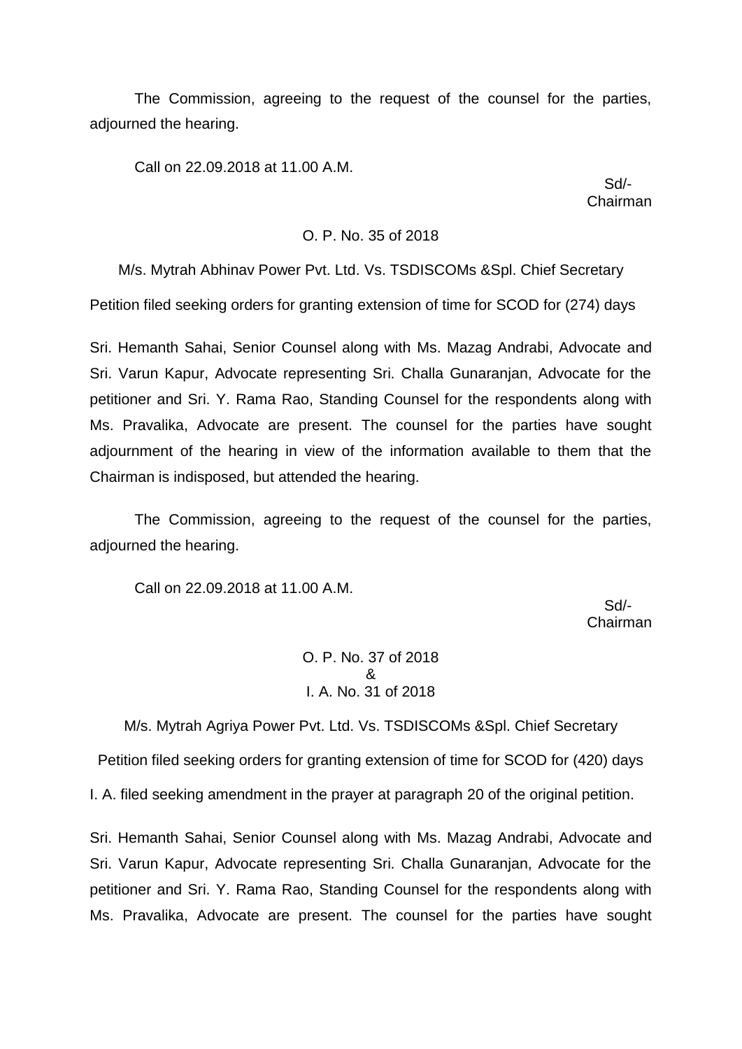The Commission, agreeing to the request of the counsel for the parties, adjourned the hearing.

Call on 22.09.2018 at 11.00 A.M.

Sd/-
Chairman

O. P. No. 35 of 2018

M/s. Mytrah Abhinav Power Pvt. Ltd. Vs. TSDISCOMs &Spl. Chief Secretary

Petition filed seeking orders for granting extension of time for SCOD for (274) days

Sri. Hemanth Sahai, Senior Counsel along with Ms. Mazag Andrabi, Advocate and Sri. Varun Kapur, Advocate representing Sri. Challa Gunaranjan, Advocate for the petitioner and Sri. Y. Rama Rao, Standing Counsel for the respondents along with Ms. Pravalika, Advocate are present. The counsel for the parties have sought adjournment of the hearing in view of the information available to them that the Chairman is indisposed, but attended the hearing.

The Commission, agreeing to the request of the counsel for the parties, adjourned the hearing.

Call on 22.09.2018 at 11.00 A.M.

Sd/-
Chairman

O. P. No. 37 of 2018
&
I. A. No. 31 of 2018

M/s. Mytrah Agriya Power Pvt. Ltd. Vs. TSDISCOMs &Spl. Chief Secretary

Petition filed seeking orders for granting extension of time for SCOD for (420) days

I. A. filed seeking amendment in the prayer at paragraph 20 of the original petition.

Sri. Hemanth Sahai, Senior Counsel along with Ms. Mazag Andrabi, Advocate and Sri. Varun Kapur, Advocate representing Sri. Challa Gunaranjan, Advocate for the petitioner and Sri. Y. Rama Rao, Standing Counsel for the respondents along with Ms. Pravalika, Advocate are present. The counsel for the parties have sought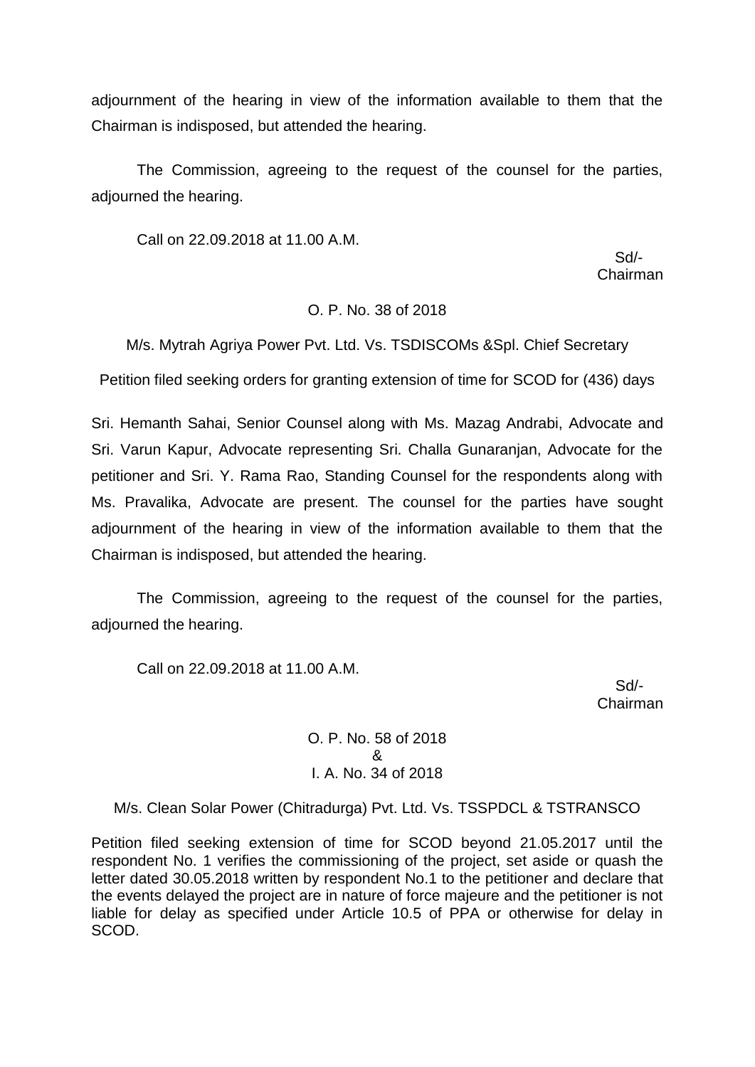adjournment of the hearing in view of the information available to them that the Chairman is indisposed, but attended the hearing.

The Commission, agreeing to the request of the counsel for the parties, adjourned the hearing.

Call on 22.09.2018 at 11.00 A.M.

Sd/-
Chairman

O. P. No. 38 of 2018

M/s. Mytrah Agriya Power Pvt. Ltd. Vs. TSDISCOMs &Spl. Chief Secretary

Petition filed seeking orders for granting extension of time for SCOD for (436) days

Sri. Hemanth Sahai, Senior Counsel along with Ms. Mazag Andrabi, Advocate and Sri. Varun Kapur, Advocate representing Sri. Challa Gunaranjan, Advocate for the petitioner and Sri. Y. Rama Rao, Standing Counsel for the respondents along with Ms. Pravalika, Advocate are present. The counsel for the parties have sought adjournment of the hearing in view of the information available to them that the Chairman is indisposed, but attended the hearing.

The Commission, agreeing to the request of the counsel for the parties, adjourned the hearing.

Call on 22.09.2018 at 11.00 A.M.

Sd/-
Chairman

O. P. No. 58 of 2018
&
I. A. No. 34 of 2018

M/s. Clean Solar Power (Chitradurga) Pvt. Ltd. Vs. TSSPDCL & TSTRANSCO

Petition filed seeking extension of time for SCOD beyond 21.05.2017 until the respondent No. 1 verifies the commissioning of the project, set aside or quash the letter dated 30.05.2018 written by respondent No.1 to the petitioner and declare that the events delayed the project are in nature of force majeure and the petitioner is not liable for delay as specified under Article 10.5 of PPA or otherwise for delay in SCOD.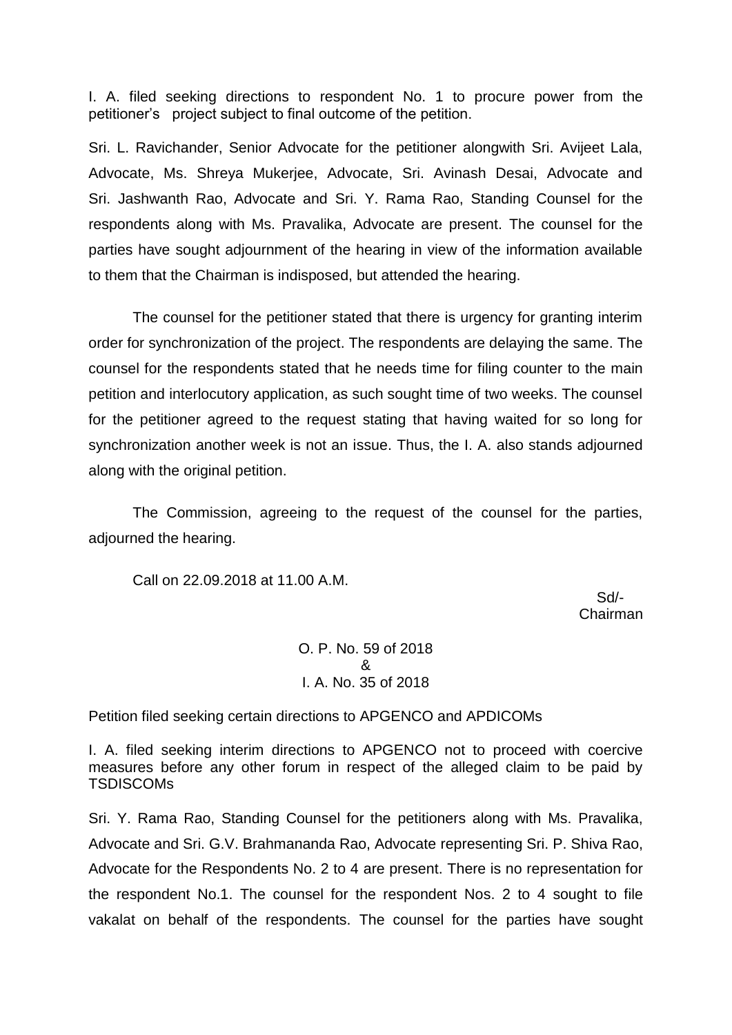I. A. filed seeking directions to respondent No. 1 to procure power from the petitioner's project subject to final outcome of the petition.

Sri. L. Ravichander, Senior Advocate for the petitioner alongwith Sri. Avijeet Lala, Advocate, Ms. Shreya Mukerjee, Advocate, Sri. Avinash Desai, Advocate and Sri. Jashwanth Rao, Advocate and Sri. Y. Rama Rao, Standing Counsel for the respondents along with Ms. Pravalika, Advocate are present. The counsel for the parties have sought adjournment of the hearing in view of the information available to them that the Chairman is indisposed, but attended the hearing.

The counsel for the petitioner stated that there is urgency for granting interim order for synchronization of the project. The respondents are delaying the same. The counsel for the respondents stated that he needs time for filing counter to the main petition and interlocutory application, as such sought time of two weeks. The counsel for the petitioner agreed to the request stating that having waited for so long for synchronization another week is not an issue. Thus, the I. A. also stands adjourned along with the original petition.

The Commission, agreeing to the request of the counsel for the parties, adjourned the hearing.

Call on 22.09.2018 at 11.00 A.M.

Sd/-
Chairman

O. P. No. 59 of 2018
&
I. A. No. 35 of 2018

Petition filed seeking certain directions to APGENCO and APDICOMs

I. A. filed seeking interim directions to APGENCO not to proceed with coercive measures before any other forum in respect of the alleged claim to be paid by TSDISCOMs

Sri. Y. Rama Rao, Standing Counsel for the petitioners along with Ms. Pravalika, Advocate and Sri. G.V. Brahmananda Rao, Advocate representing Sri. P. Shiva Rao, Advocate for the Respondents No. 2 to 4 are present. There is no representation for the respondent No.1. The counsel for the respondent Nos. 2 to 4 sought to file vakalat on behalf of the respondents. The counsel for the parties have sought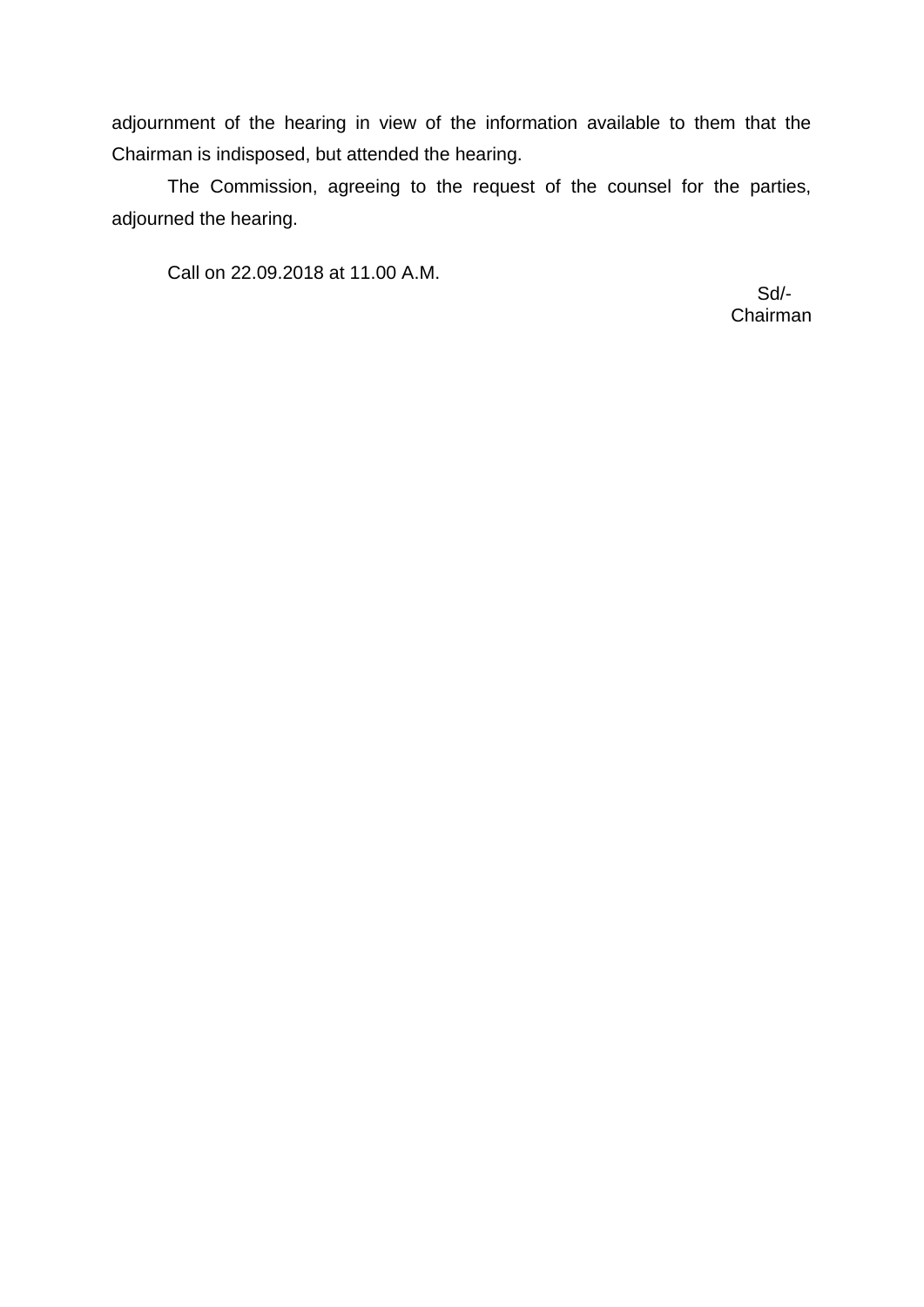adjournment of the hearing in view of the information available to them that the Chairman is indisposed, but attended the hearing.

The Commission, agreeing to the request of the counsel for the parties, adjourned the hearing.

Call on 22.09.2018 at 11.00 A.M.

Sd/-
Chairman